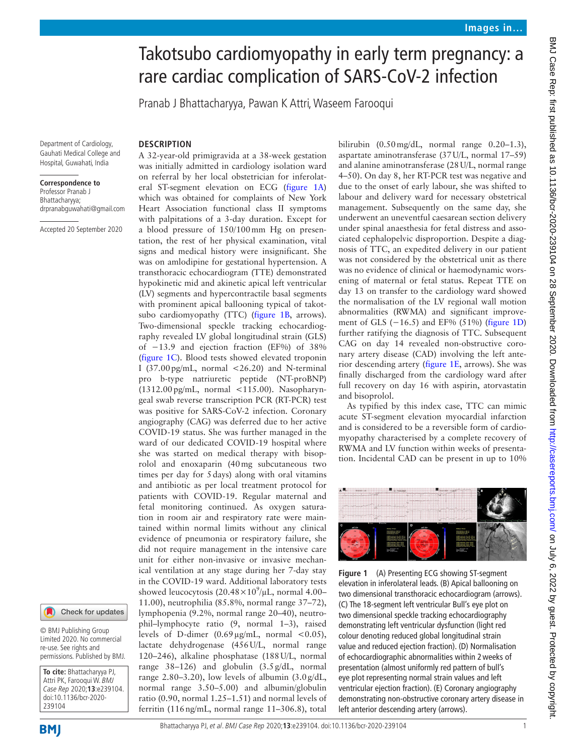# Takotsubo cardiomyopathy in early term pregnancy: a rare cardiac complication of SARS-CoV-2 infection

Pranab J Bhattacharyya, Pawan K Attri, Waseem Farooqui

Department of Cardiology, Gauhati Medical College and Hospital, Guwahati, India

**Correspondence to**
Professor Pranab J Bhattacharyya;
drpranabguwahati@gmail.com

Accepted 20 September 2020

## DESCRIPTION

A 32-year-old primigravida at a 38-week gestation was initially admitted in cardiology isolation ward on referral by her local obstetrician for inferolateral ST-segment elevation on ECG (figure 1A) which was obtained for complaints of New York Heart Association functional class II symptoms with palpitations of a 3-day duration. Except for a blood pressure of 150/100 mm Hg on presentation, the rest of her physical examination, vital signs and medical history were insignificant. She was on amlodipine for gestational hypertension. A transthoracic echocardiogram (TTE) demonstrated hypokinetic mid and akinetic apical left ventricular (LV) segments and hypercontractile basal segments with prominent apical ballooning typical of takotsubo cardiomyopathy (TTC) (figure 1B, arrows). Two-dimensional speckle tracking echocardiography revealed LV global longitudinal strain (GLS) of −13.9 and ejection fraction (EF%) of 38% (figure 1C). Blood tests showed elevated troponin I (37.00 pg/mL, normal <26.20) and N-terminal pro b-type natriuretic peptide (NT-proBNP) (1312.00 pg/mL, normal <115.00). Nasopharyngeal swab reverse transcription PCR (RT-PCR) test was positive for SARS-CoV-2 infection. Coronary angiography (CAG) was deferred due to her active COVID-19 status. She was further managed in the ward of our dedicated COVID-19 hospital where she was started on medical therapy with bisoprolol and enoxaparin (40 mg subcutaneous two times per day for 5 days) along with oral vitamins and antibiotic as per local treatment protocol for patients with COVID-19. Regular maternal and fetal monitoring continued. As oxygen saturation in room air and respiratory rate were maintained within normal limits without any clinical evidence of pneumonia or respiratory failure, she did not require management in the intensive care unit for either non-invasive or invasive mechanical ventilation at any stage during her 7-day stay in the COVID-19 ward. Additional laboratory tests showed leucocytosis ($20.48\times10^9/\mu L$, normal 4.00–11.00), neutrophilia (85.8%, normal range 37–72), lymphopenia (9.2%, normal range 20–40), neutrophil–lymphocyte ratio (9, normal 1–3), raised levels of D-dimer (0.69 µg/mL, normal <0.05), lactate dehydrogenase (456 U/L, normal range 120–246), alkaline phosphatase (188 U/L, normal range 38–126) and globulin (3.5 g/dL, normal range 2.80–3.20), low levels of albumin (3.0 g/dL, normal range 3.50–5.00) and albumin/globulin ratio (0.90, normal 1.25–1.51) and normal levels of ferritin (116 ng/mL, normal range 11–306.8), total bilirubin (0.50 mg/dL, normal range 0.20–1.3), aspartate aminotransferase (37 U/L, normal 17–59) and alanine aminotransferase (28 U/L, normal range 4–50). On day 8, her RT-PCR test was negative and due to the onset of early labour, she was shifted to labour and delivery ward for necessary obstetrical management. Subsequently on the same day, she underwent an uneventful caesarean section delivery under spinal anaesthesia for fetal distress and associated cephalopelvic disproportion. Despite a diagnosis of TTC, an expedited delivery in our patient was not considered by the obstetrical unit as there was no evidence of clinical or haemodynamic worsening of maternal or fetal status. Repeat TTE on day 13 on transfer to the cardiology ward showed the normalisation of the LV regional wall motion abnormalities (RWMA) and significant improvement of GLS (−16.5) and EF% (51%) (figure 1D) further ratifying the diagnosis of TTC. Subsequent CAG on day 14 revealed non-obstructive coronary artery disease (CAD) involving the left anterior descending artery (figure 1E, arrows). She was finally discharged from the cardiology ward after full recovery on day 16 with aspirin, atorvastatin and bisoprolol.

As typified by this index case, TTC can mimic acute ST-segment elevation myocardial infarction and is considered to be a reversible form of cardiomyopathy characterised by a complete recovery of RWMA and LV function within weeks of presentation. Incidental CAD can be present in up to 10%

**Figure 1** (A) Presenting ECG showing ST-segment elevation in inferolateral leads. (B) Apical ballooning on two dimensional transthoracic echocardiogram (arrows). (C) The 18-segment left ventricular Bull's eye plot on two dimensional speckle tracking echocardiography demonstrating left ventricular dysfunction (light red colour denoting reduced global longitudinal strain value and reduced ejection fraction). (D) Normalisation of echocardiographic abnormalities within 2 weeks of presentation (almost uniformly red pattern of bull's eye plot representing normal strain values and left ventricular ejection fraction). (E) Coronary angiography demonstrating non-obstructive coronary artery disease in left anterior descending artery (arrows).

© BMJ Publishing Group Limited 2020. No commercial re-use. See rights and permissions. Published by BMJ.

**To cite:** Bhattacharyya PJ, Attri PK, Farooqui W. *BMJ Case Rep* 2020;**13**:e239104. doi:10.1136/bcr-2020-239104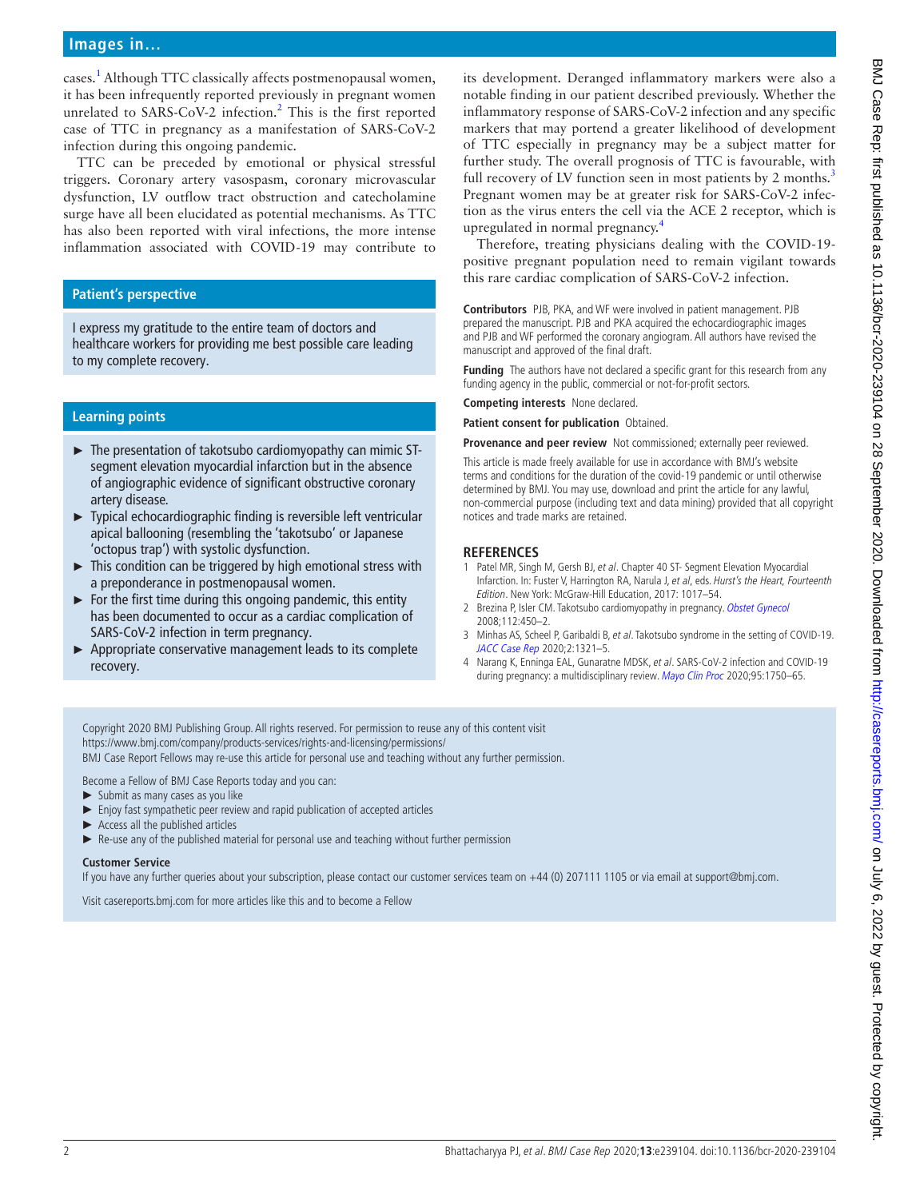cases.[1] Although TTC classically affects postmenopausal women, it has been infrequently reported previously in pregnant women unrelated to SARS-CoV-2 infection.[2] This is the first reported case of TTC in pregnancy as a manifestation of SARS-CoV-2 infection during this ongoing pandemic.

TTC can be preceded by emotional or physical stressful triggers. Coronary artery vasospasm, coronary microvascular dysfunction, LV outflow tract obstruction and catecholamine surge have all been elucidated as potential mechanisms. As TTC has also been reported with viral infections, the more intense inflammation associated with COVID-19 may contribute to its development. Deranged inflammatory markers were also a notable finding in our patient described previously. Whether the inflammatory response of SARS-CoV-2 infection and any specific markers that may portend a greater likelihood of development of TTC especially in pregnancy may be a subject matter for further study. The overall prognosis of TTC is favourable, with full recovery of LV function seen in most patients by 2 months.[3] Pregnant women may be at greater risk for SARS-CoV-2 infection as the virus enters the cell via the ACE 2 receptor, which is upregulated in normal pregnancy.[4]

Therefore, treating physicians dealing with the COVID-19-positive pregnant population need to remain vigilant towards this rare cardiac complication of SARS-CoV-2 infection.

## Patient's perspective

I express my gratitude to the entire team of doctors and healthcare workers for providing me best possible care leading to my complete recovery.

## Learning points

- The presentation of takotsubo cardiomyopathy can mimic ST-segment elevation myocardial infarction but in the absence of angiographic evidence of significant obstructive coronary artery disease.
- Typical echocardiographic finding is reversible left ventricular apical ballooning (resembling the 'takotsubo' or Japanese 'octopus trap') with systolic dysfunction.
- This condition can be triggered by high emotional stress with a preponderance in postmenopausal women.
- For the first time during this ongoing pandemic, this entity has been documented to occur as a cardiac complication of SARS-CoV-2 infection in term pregnancy.
- Appropriate conservative management leads to its complete recovery.

**Contributors** PJB, PKA, and WF were involved in patient management. PJB prepared the manuscript. PJB and PKA acquired the echocardiographic images and PJB and WF performed the coronary angiogram. All authors have revised the manuscript and approved of the final draft.

**Funding** The authors have not declared a specific grant for this research from any funding agency in the public, commercial or not-for-profit sectors.

**Competing interests** None declared.

**Patient consent for publication** Obtained.

**Provenance and peer review** Not commissioned; externally peer reviewed.

This article is made freely available for use in accordance with BMJ's website terms and conditions for the duration of the covid-19 pandemic or until otherwise determined by BMJ. You may use, download and print the article for any lawful, non-commercial purpose (including text and data mining) provided that all copyright notices and trade marks are retained.

## REFERENCES

1. Patel MR, Singh M, Gersh BJ, *et al*. Chapter 40 ST- Segment Elevation Myocardial Infarction. In: Fuster V, Harrington RA, Narula J, *et al*, eds. *Hurst's the Heart, Fourteenth Edition*. New York: McGraw-Hill Education, 2017: 1017–54.
2. Brezina P, Isler CM. Takotsubo cardiomyopathy in pregnancy. *Obstet Gynecol* 2008;112:450–2.
3. Minhas AS, Scheel P, Garibaldi B, *et al*. Takotsubo syndrome in the setting of COVID-19. *JACC Case Rep* 2020;2:1321–5.
4. Narang K, Enninga EAL, Gunaratne MDSK, *et al*. SARS-CoV-2 infection and COVID-19 during pregnancy: a multidisciplinary review. *Mayo Clin Proc* 2020;95:1750–65.

Copyright 2020 BMJ Publishing Group. All rights reserved. For permission to reuse any of this content visit https://www.bmj.com/company/products-services/rights-and-licensing/permissions/
BMJ Case Report Fellows may re-use this article for personal use and teaching without any further permission.

Become a Fellow of BMJ Case Reports today and you can:
- Submit as many cases as you like
- Enjoy fast sympathetic peer review and rapid publication of accepted articles
- Access all the published articles
- Re-use any of the published material for personal use and teaching without further permission

**Customer Service**
If you have any further queries about your subscription, please contact our customer services team on +44 (0) 207111 1105 or via email at support@bmj.com.

Visit casereports.bmj.com for more articles like this and to become a Fellow